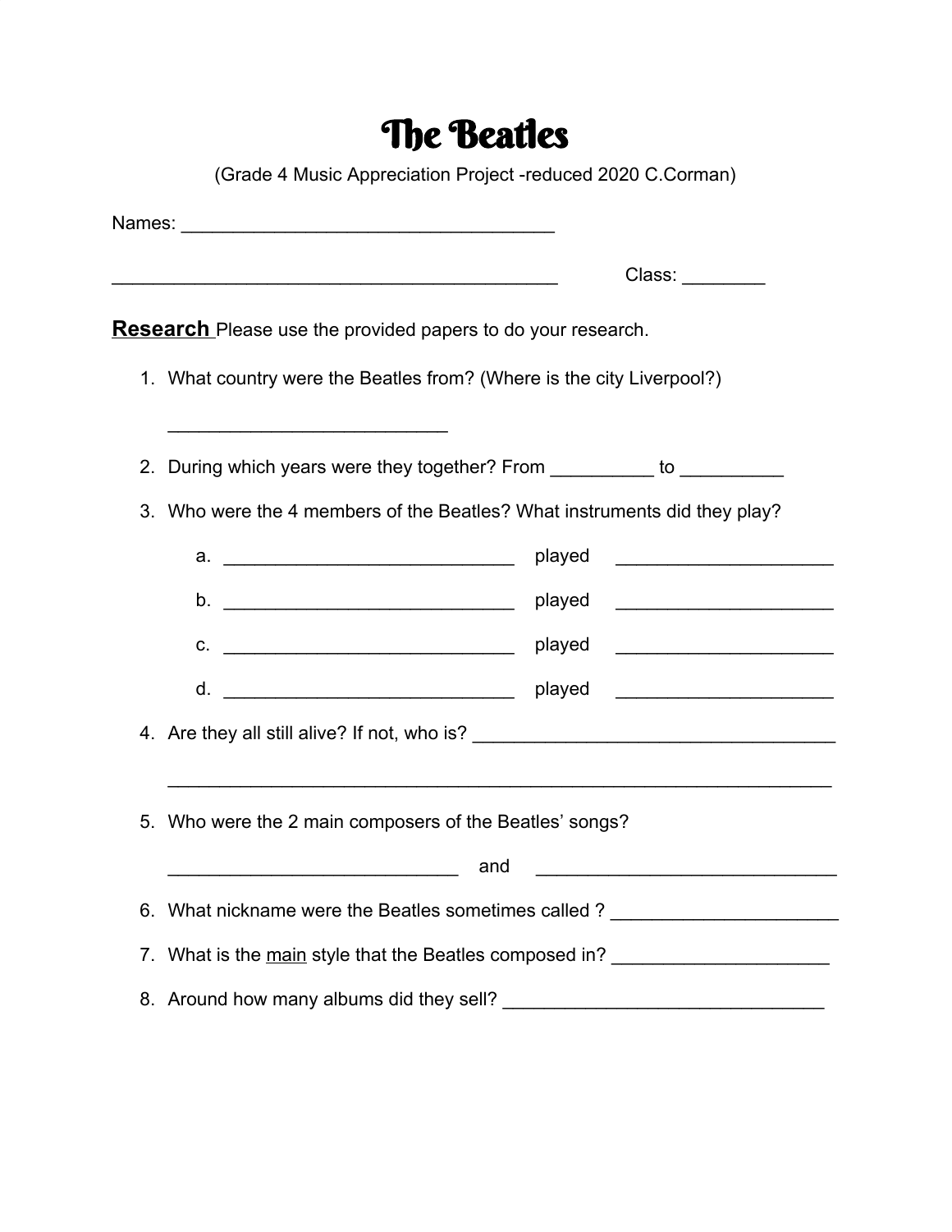# The Beatles

(Grade 4 Music Appreciation Project -reduced 2020 C.Corman)

Names: ____________________________________

__________________________________________ Class: ________

**Research** Please use the provided papers to do your research.

1. What country were the Beatles from? (Where is the city Liverpool?)

   ___________________________

2. During which years were they together? From __________ to __________

3. Who were the 4 members of the Beatles? What instruments did they play?

   a. ____________________________ played _____________________

   b. ____________________________ played _____________________

   c. ____________________________ played _____________________

   d. ____________________________ played _____________________

4. Are they all still alive? If not, who is? ___________________________________

   ________________________________________________________________

5. Who were the 2 main composers of the Beatles' songs?

   ____________________________ and _____________________________

6. What nickname were the Beatles sometimes called ? _____________________

7. What is the main style that the Beatles composed in? ____________________

8. Around how many albums did they sell? _______________________________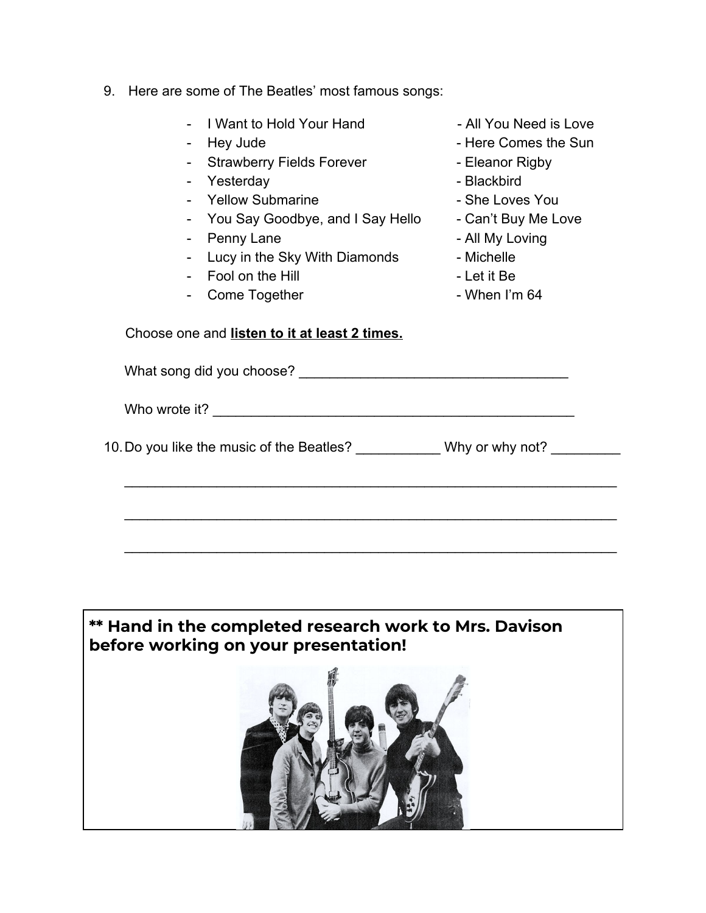9. Here are some of The Beatles' most famous songs:

- I Want to Hold Your Hand
- Hey Jude
- Strawberry Fields Forever
- Yesterday
- Yellow Submarine
- You Say Goodbye, and I Say Hello
- Penny Lane
- Lucy in the Sky With Diamonds
- Fool on the Hill
- Come Together
- All You Need is Love
- Here Comes the Sun
- Eleanor Rigby
- Blackbird
- She Loves You
- Can't Buy Me Love
- All My Loving
- Michelle
- Let it Be
- When I'm 64

Choose one and **listen to it at least 2 times.**

What song did you choose? ___________________________________

Who wrote it? _______________________________________________

10. Do you like the music of the Beatles? ___________ Why or why not? _________

_________________________________________________________________

_________________________________________________________________

_________________________________________________________________

**** Hand in the completed research work to Mrs. Davison before working on your presentation!**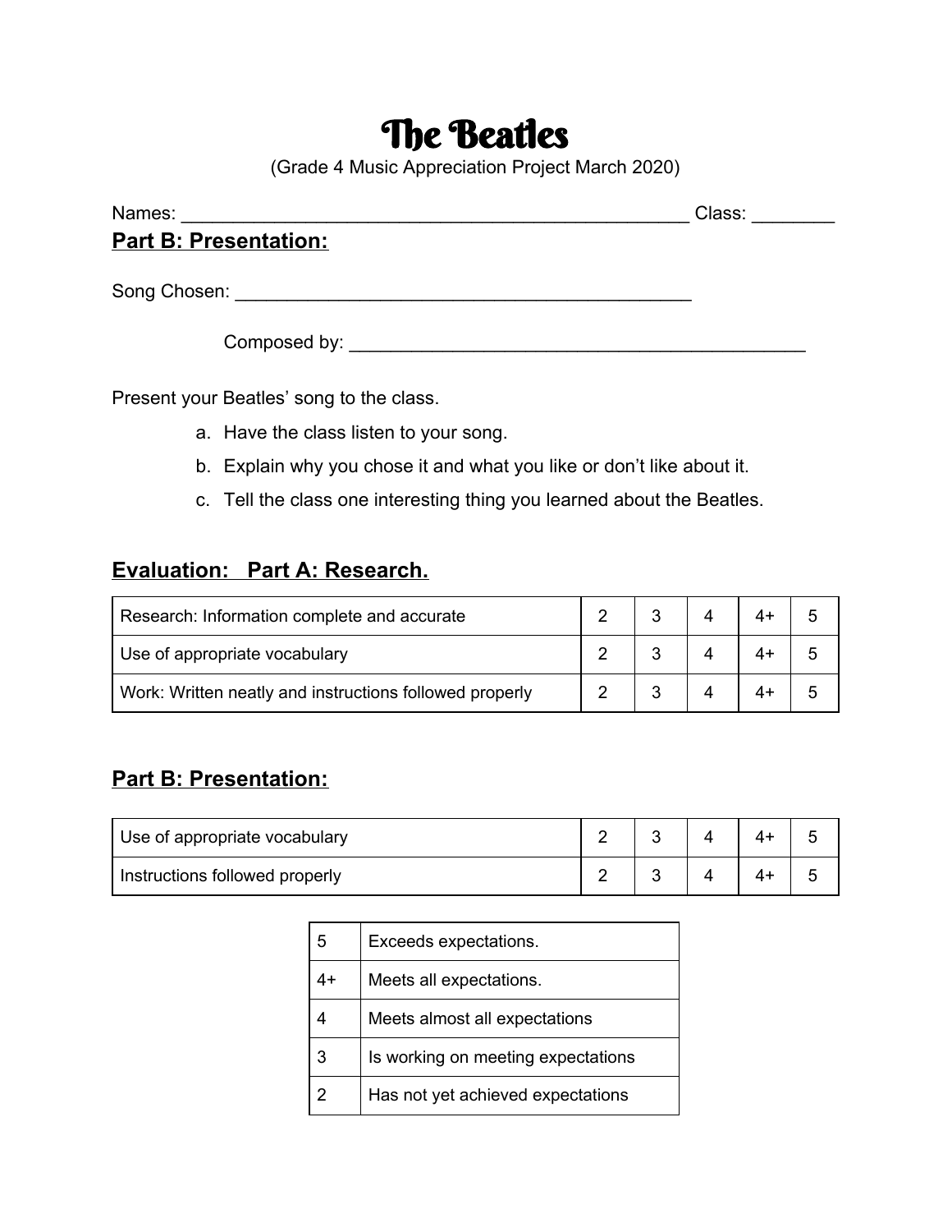# The Beatles

(Grade 4 Music Appreciation Project March 2020)

Names: ___________________________________________________ Class: ________

**Part B: Presentation:**

Song Chosen: ______________________________________________

Composed by: ______________________________________________

Present your Beatles' song to the class.

a. Have the class listen to your song.
b. Explain why you chose it and what you like or don't like about it.
c. Tell the class one interesting thing you learned about the Beatles.

## Evaluation: Part A: Research.

| | | | | | |
|---|---|---|---|---|---|
| Research: Information complete and accurate | 2 | 3 | 4 | 4+ | 5 |
| Use of appropriate vocabulary | 2 | 3 | 4 | 4+ | 5 |
| Work: Written neatly and instructions followed properly | 2 | 3 | 4 | 4+ | 5 |

## Part B: Presentation:

| | | | | | |
|---|---|---|---|---|---|
| Use of appropriate vocabulary | 2 | 3 | 4 | 4+ | 5 |
| Instructions followed properly | 2 | 3 | 4 | 4+ | 5 |

| | |
|---|---|
| 5 | Exceeds expectations. |
| 4+ | Meets all expectations. |
| 4 | Meets almost all expectations |
| 3 | Is working on meeting expectations |
| 2 | Has not yet achieved expectations |